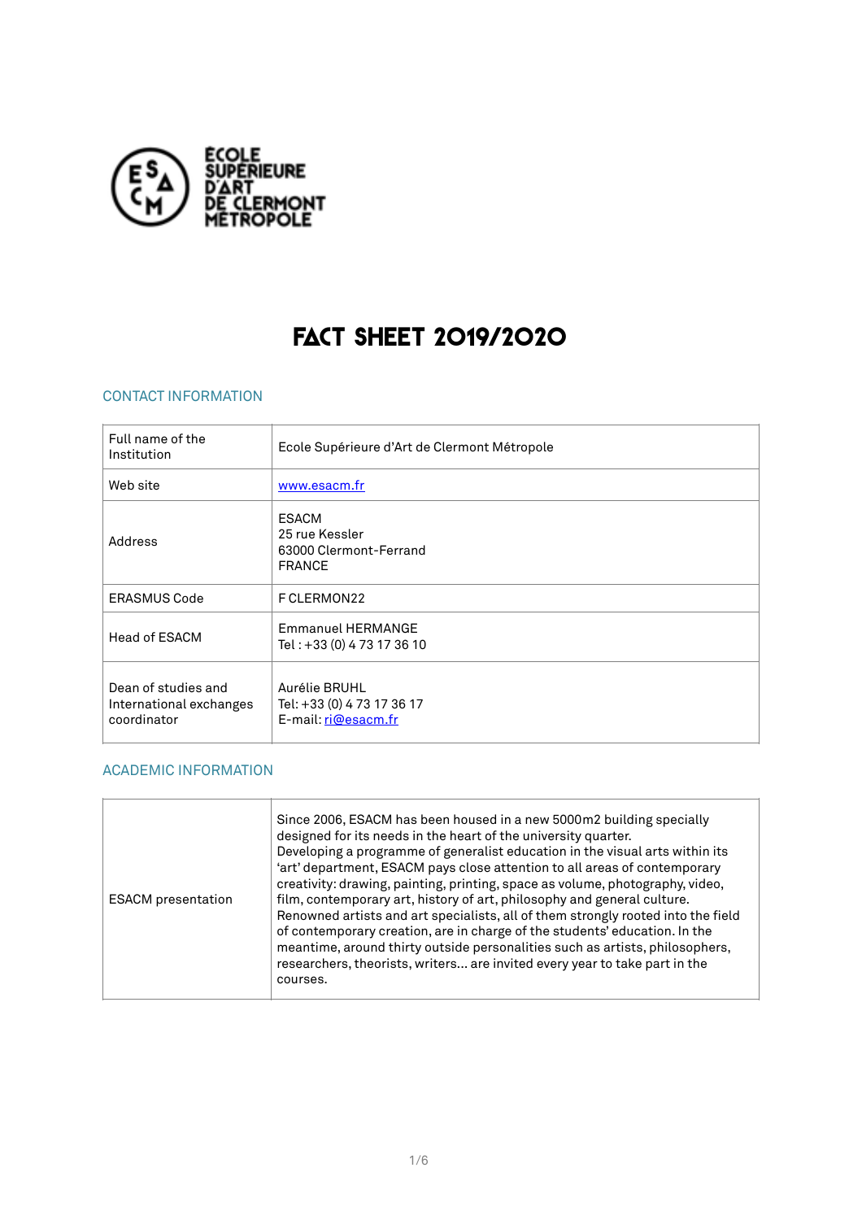ÉCOLE SUPÉRIEURE D'ART DE CLERMONT MÉTROPOLE

# FACT SHEET 2019/2020

## CONTACT INFORMATION

| | |
|---|---|
| Full name of the Institution | Ecole Supérieure d'Art de Clermont Métropole |
| Web site | www.esacm.fr |
| Address | ESACM<br>25 rue Kessler<br>63000 Clermont-Ferrand<br>FRANCE |
| ERASMUS Code | F CLERMON22 |
| Head of ESACM | Emmanuel HERMANGE<br>Tel : +33 (0) 4 73 17 36 10 |
| Dean of studies and International exchanges coordinator | Aurélie BRUHL<br>Tel: +33 (0) 4 73 17 36 17<br>E-mail: ri@esacm.fr |

## ACADEMIC INFORMATION

| | |
|---|---|
| ESACM presentation | Since 2006, ESACM has been housed in a new 5000m2 building specially designed for its needs in the heart of the university quarter.<br>Developing a programme of generalist education in the visual arts within its 'art' department, ESACM pays close attention to all areas of contemporary creativity: drawing, painting, printing, space as volume, photography, video, film, contemporary art, history of art, philosophy and general culture. Renowned artists and art specialists, all of them strongly rooted into the field of contemporary creation, are in charge of the students' education. In the meantime, around thirty outside personalities such as artists, philosophers, researchers, theorists, writers... are invited every year to take part in the courses. |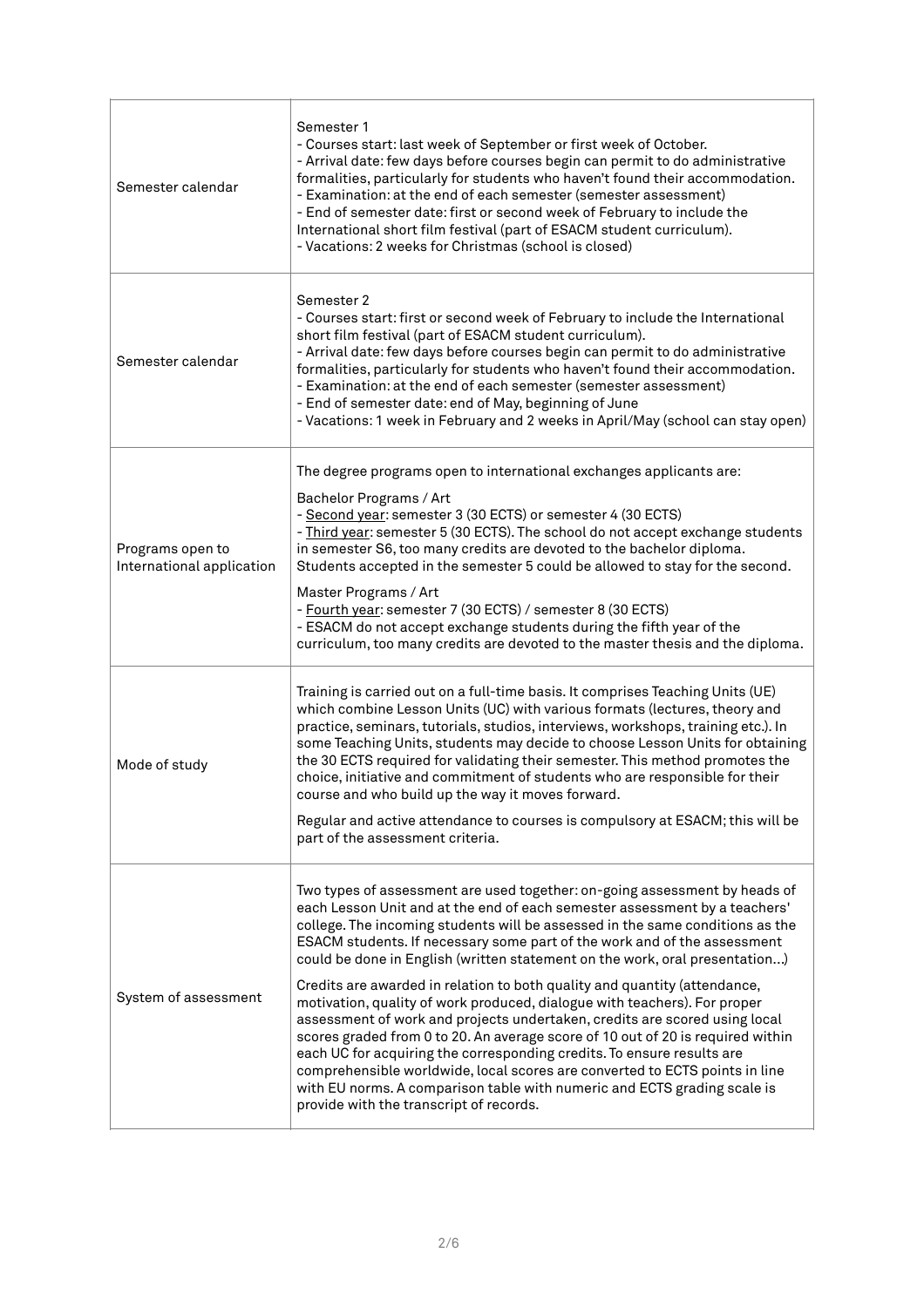| | |
|---|---|
| Semester calendar | Semester 1<br>- Courses start: last week of September or first week of October.<br>- Arrival date: few days before courses begin can permit to do administrative formalities, particularly for students who haven't found their accommodation.<br>- Examination: at the end of each semester (semester assessment)<br>- End of semester date: first or second week of February to include the International short film festival (part of ESACM student curriculum).<br>- Vacations: 2 weeks for Christmas (school is closed) |
| Semester calendar | Semester 2<br>- Courses start: first or second week of February to include the International short film festival (part of ESACM student curriculum).<br>- Arrival date: few days before courses begin can permit to do administrative formalities, particularly for students who haven't found their accommodation.<br>- Examination: at the end of each semester (semester assessment)<br>- End of semester date: end of May, beginning of June<br>- Vacations: 1 week in February and 2 weeks in April/May (school can stay open) |
| Programs open to International application | The degree programs open to international exchanges applicants are:<br><br>Bachelor Programs / Art<br>- Second year: semester 3 (30 ECTS) or semester 4 (30 ECTS)<br>- Third year: semester 5 (30 ECTS). The school do not accept exchange students in semester S6, too many credits are devoted to the bachelor diploma. Students accepted in the semester 5 could be allowed to stay for the second.<br><br>Master Programs / Art<br>- Fourth year: semester 7 (30 ECTS) / semester 8 (30 ECTS)<br>- ESACM do not accept exchange students during the fifth year of the curriculum, too many credits are devoted to the master thesis and the diploma. |
| Mode of study | Training is carried out on a full-time basis. It comprises Teaching Units (UE) which combine Lesson Units (UC) with various formats (lectures, theory and practice, seminars, tutorials, studios, interviews, workshops, training etc.). In some Teaching Units, students may decide to choose Lesson Units for obtaining the 30 ECTS required for validating their semester. This method promotes the choice, initiative and commitment of students who are responsible for their course and who build up the way it moves forward.<br><br>Regular and active attendance to courses is compulsory at ESACM; this will be part of the assessment criteria. |
| System of assessment | Two types of assessment are used together: on-going assessment by heads of each Lesson Unit and at the end of each semester assessment by a teachers' college. The incoming students will be assessed in the same conditions as the ESACM students. If necessary some part of the work and of the assessment could be done in English (written statement on the work, oral presentation...)<br><br>Credits are awarded in relation to both quality and quantity (attendance, motivation, quality of work produced, dialogue with teachers). For proper assessment of work and projects undertaken, credits are scored using local scores graded from 0 to 20. An average score of 10 out of 20 is required within each UC for acquiring the corresponding credits. To ensure results are comprehensible worldwide, local scores are converted to ECTS points in line with EU norms. A comparison table with numeric and ECTS grading scale is provide with the transcript of records. |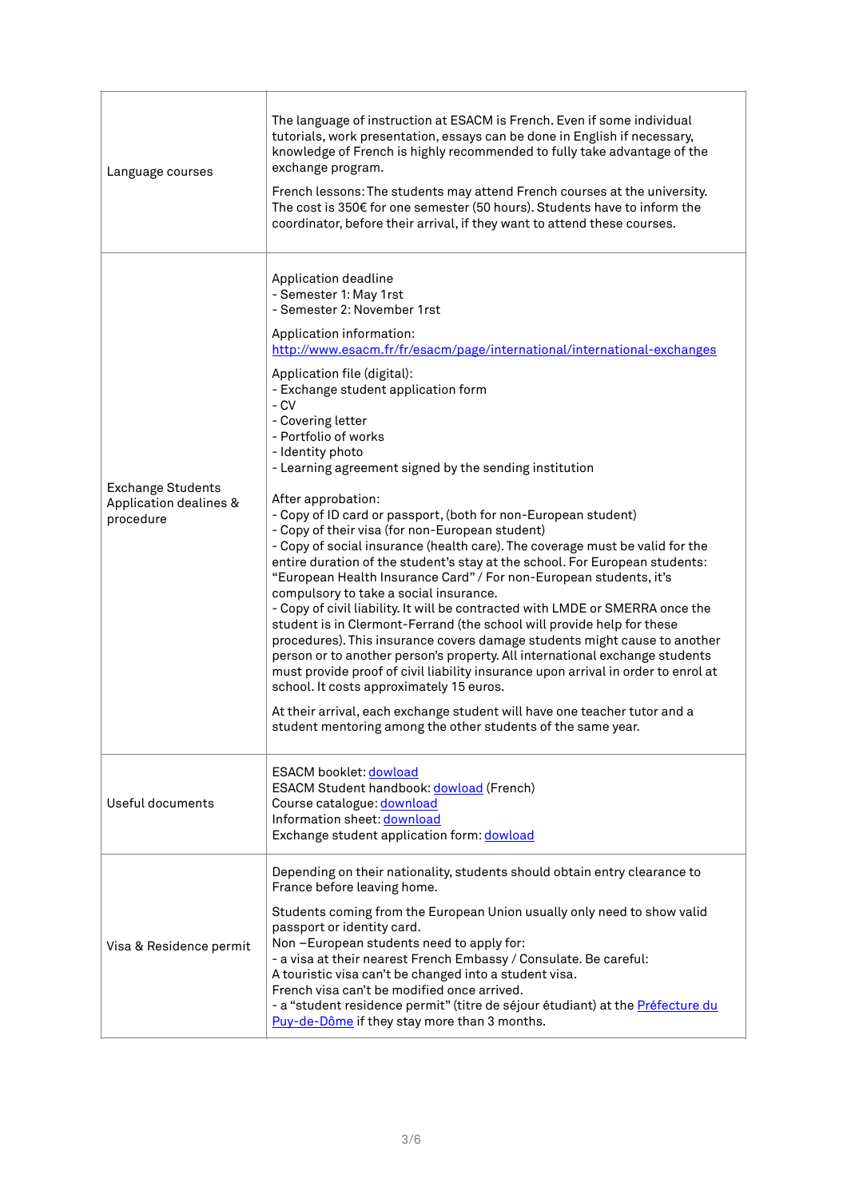| | |
|---|---|
| Language courses | The language of instruction at ESACM is French. Even if some individual tutorials, work presentation, essays can be done in English if necessary, knowledge of French is highly recommended to fully take advantage of the exchange program.<br><br>French lessons: The students may attend French courses at the university. The cost is 350€ for one semester (50 hours). Students have to inform the coordinator, before their arrival, if they want to attend these courses. |
| Exchange Students Application dealines & procedure | Application deadline<br>- Semester 1: May 1rst<br>- Semester 2: November 1rst<br><br>Application information:<br>[http://www.esacm.fr/fr/esacm/page/international/international-exchanges](http://www.esacm.fr/fr/esacm/page/international/international-exchanges)<br><br>Application file (digital):<br>- Exchange student application form<br>- CV<br>- Covering letter<br>- Portfolio of works<br>- Identity photo<br>- Learning agreement signed by the sending institution<br><br>After approbation:<br>- Copy of ID card or passport, (both for non-European student)<br>- Copy of their visa (for non-European student)<br>- Copy of social insurance (health care). The coverage must be valid for the entire duration of the student's stay at the school. For European students: "European Health Insurance Card" / For non-European students, it's compulsory to take a social insurance.<br>- Copy of civil liability. It will be contracted with LMDE or SMERRA once the student is in Clermont-Ferrand (the school will provide help for these procedures). This insurance covers damage students might cause to another person or to another person's property. All international exchange students must provide proof of civil liability insurance upon arrival in order to enrol at school. It costs approximately 15 euros.<br><br>At their arrival, each exchange student will have one teacher tutor and a student mentoring among the other students of the same year. |
| Useful documents | ESACM booklet: dowload<br>ESACM Student handbook: dowload (French)<br>Course catalogue: download<br>Information sheet: download<br>Exchange student application form: dowload |
| Visa & Residence permit | Depending on their nationality, students should obtain entry clearance to France before leaving home.<br><br>Students coming from the European Union usually only need to show valid passport or identity card.<br>Non –European students need to apply for:<br>- a visa at their nearest French Embassy / Consulate. Be careful:<br>A touristic visa can't be changed into a student visa.<br>French visa can't be modified once arrived.<br>- a "student residence permit" (titre de séjour étudiant) at the Préfecture du Puy-de-Dôme if they stay more than 3 months. |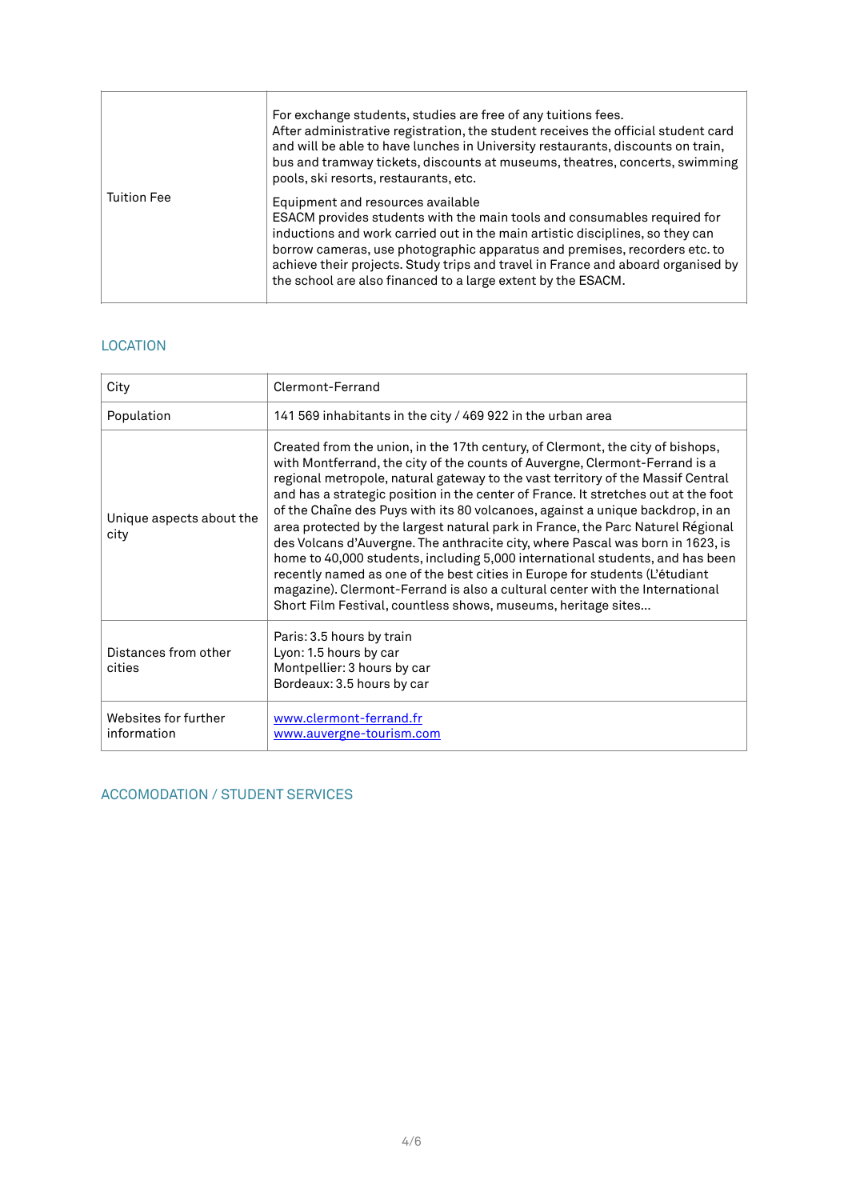| Tuition Fee | For exchange students, studies are free of any tuitions fees.<br>After administrative registration, the student receives the official student card and will be able to have lunches in University restaurants, discounts on train, bus and tramway tickets, discounts at museums, theatres, concerts, swimming pools, ski resorts, restaurants, etc.<br><br>Equipment and resources available<br>ESACM provides students with the main tools and consumables required for inductions and work carried out in the main artistic disciplines, so they can borrow cameras, use photographic apparatus and premises, recorders etc. to achieve their projects. Study trips and travel in France and aboard organised by the school are also financed to a large extent by the ESACM. |
|---|---|

## LOCATION

| City | Clermont-Ferrand |
|---|---|
| Population | 141 569 inhabitants in the city / 469 922 in the urban area |
| Unique aspects about the city | Created from the union, in the 17th century, of Clermont, the city of bishops, with Montferrand, the city of the counts of Auvergne, Clermont-Ferrand is a regional metropole, natural gateway to the vast territory of the Massif Central and has a strategic position in the center of France. It stretches out at the foot of the Chaîne des Puys with its 80 volcanoes, against a unique backdrop, in an area protected by the largest natural park in France, the Parc Naturel Régional des Volcans d'Auvergne. The anthracite city, where Pascal was born in 1623, is home to 40,000 students, including 5,000 international students, and has been recently named as one of the best cities in Europe for students (L'étudiant magazine). Clermont-Ferrand is also a cultural center with the International Short Film Festival, countless shows, museums, heritage sites… |
| Distances from other cities | Paris: 3.5 hours by train<br>Lyon: 1.5 hours by car<br>Montpellier: 3 hours by car<br>Bordeaux: 3.5 hours by car |
| Websites for further information | www.clermont-ferrand.fr<br>www.auvergne-tourism.com |

## ACCOMODATION / STUDENT SERVICES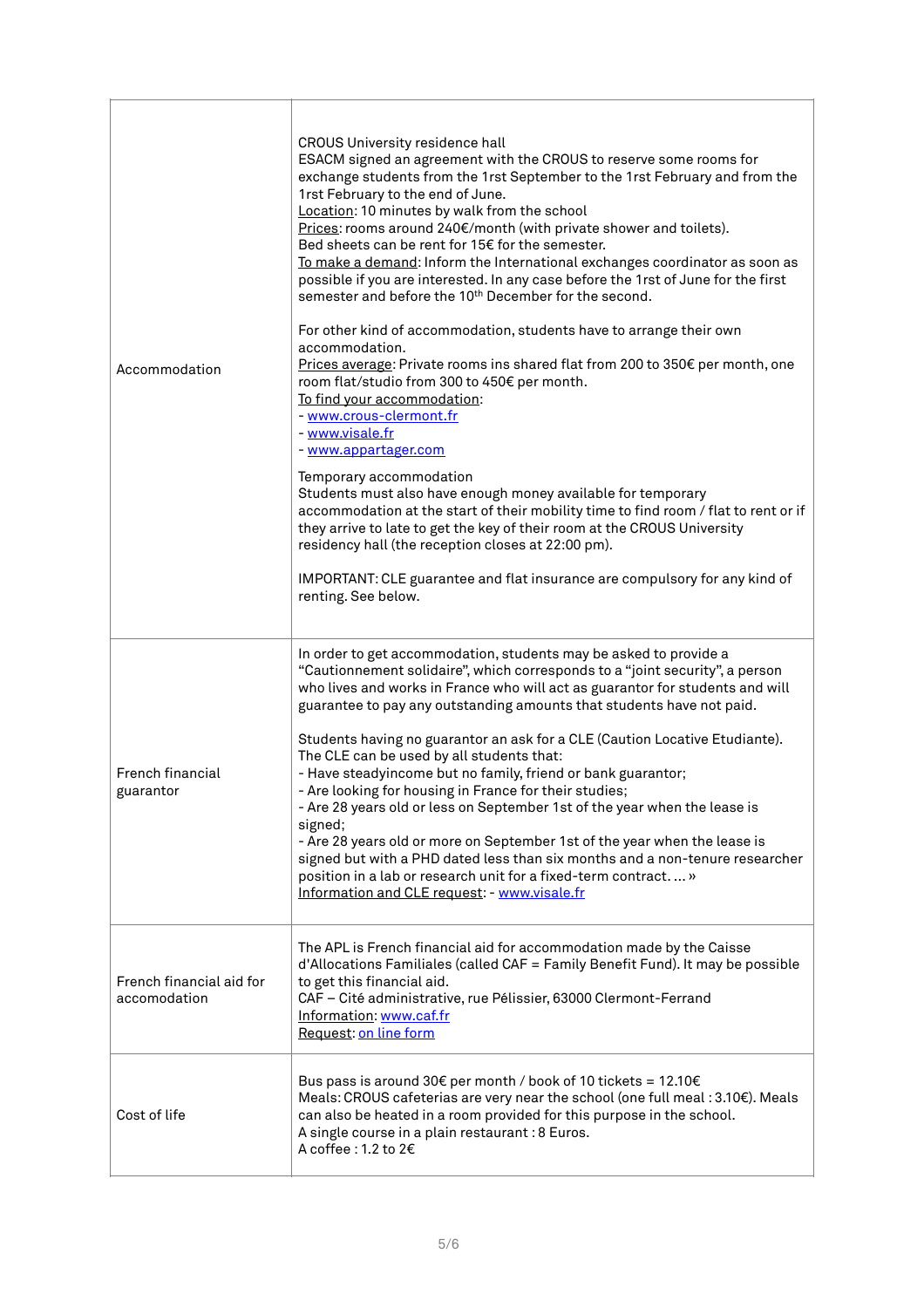| | |
|---|---|
| Accommodation | CROUS University residence hall<br>ESACM signed an agreement with the CROUS to reserve some rooms for exchange students from the 1rst September to the 1rst February and from the 1rst February to the end of June.<br><u>Location</u>: 10 minutes by walk from the school<br><u>Prices</u>: rooms around 240€/month (with private shower and toilets).<br>Bed sheets can be rent for 15€ for the semester.<br><u>To make a demand</u>: Inform the International exchanges coordinator as soon as possible if you are interested. In any case before the 1rst of June for the first semester and before the 10th December for the second.<br><br>For other kind of accommodation, students have to arrange their own accommodation.<br><u>Prices average</u>: Private rooms ins shared flat from 200 to 350€ per month, one room flat/studio from 300 to 450€ per month.<br><u>To find your accommodation</u>:<br>- www.crous-clermont.fr<br>- www.visale.fr<br>- www.appartager.com<br><br>Temporary accommodation<br>Students must also have enough money available for temporary accommodation at the start of their mobility time to find room / flat to rent or if they arrive to late to get the key of their room at the CROUS University residency hall (the reception closes at 22:00 pm).<br><br>IMPORTANT: CLE guarantee and flat insurance are compulsory for any kind of renting. See below. |
| French financial guarantor | In order to get accommodation, students may be asked to provide a "Cautionnement solidaire", which corresponds to a "joint security", a person who lives and works in France who will act as guarantor for students and will guarantee to pay any outstanding amounts that students have not paid.<br><br>Students having no guarantor an ask for a CLE (Caution Locative Etudiante).<br>The CLE can be used by all students that:<br>- Have steadyincome but no family, friend or bank guarantor;<br>- Are looking for housing in France for their studies;<br>- Are 28 years old or less on September 1st of the year when the lease is signed;<br>- Are 28 years old or more on September 1st of the year when the lease is signed but with a PHD dated less than six months and a non-tenure researcher position in a lab or research unit for a fixed-term contract. ... »<br><u>Information and CLE request</u>: - www.visale.fr |
| French financial aid for accomodation | The APL is French financial aid for accommodation made by the Caisse d'Allocations Familiales (called CAF = Family Benefit Fund). It may be possible to get this financial aid.<br>CAF – Cité administrative, rue Pélissier, 63000 Clermont-Ferrand<br><u>Information</u>: www.caf.fr<br><u>Request</u>: on line form |
| Cost of life | Bus pass is around 30€ per month / book of 10 tickets = 12.10€<br>Meals: CROUS cafeterias are very near the school (one full meal : 3.10€). Meals can also be heated in a room provided for this purpose in the school.<br>A single course in a plain restaurant : 8 Euros.<br>A coffee : 1.2 to 2€ |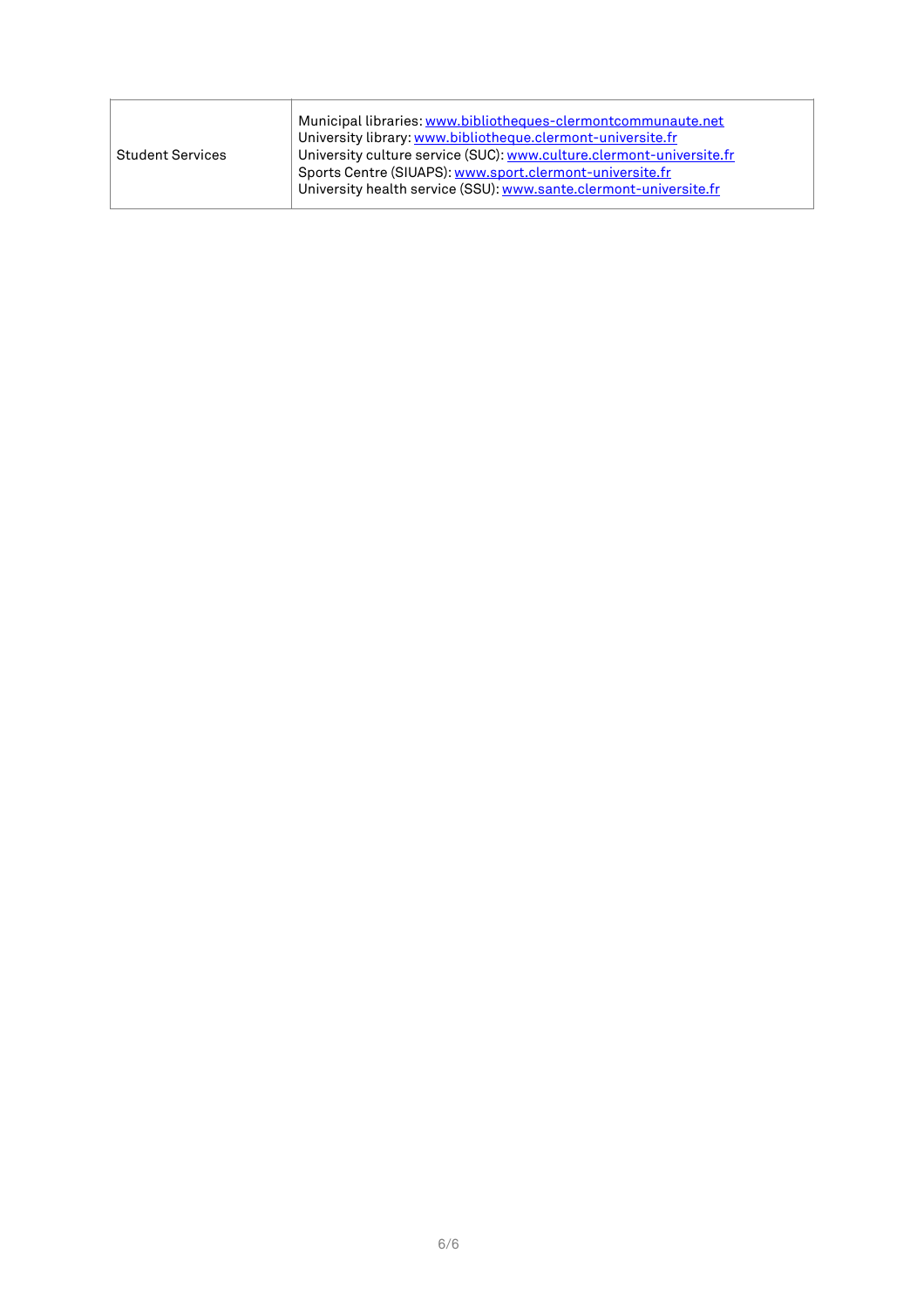| | |
|---|---|
| Student Services | Municipal libraries: www.bibliotheques-clermontcommunaute.net<br>University library: www.bibliotheque.clermont-universite.fr<br>University culture service (SUC): www.culture.clermont-universite.fr<br>Sports Centre (SIUAPS): www.sport.clermont-universite.fr<br>University health service (SSU): www.sante.clermont-universite.fr |